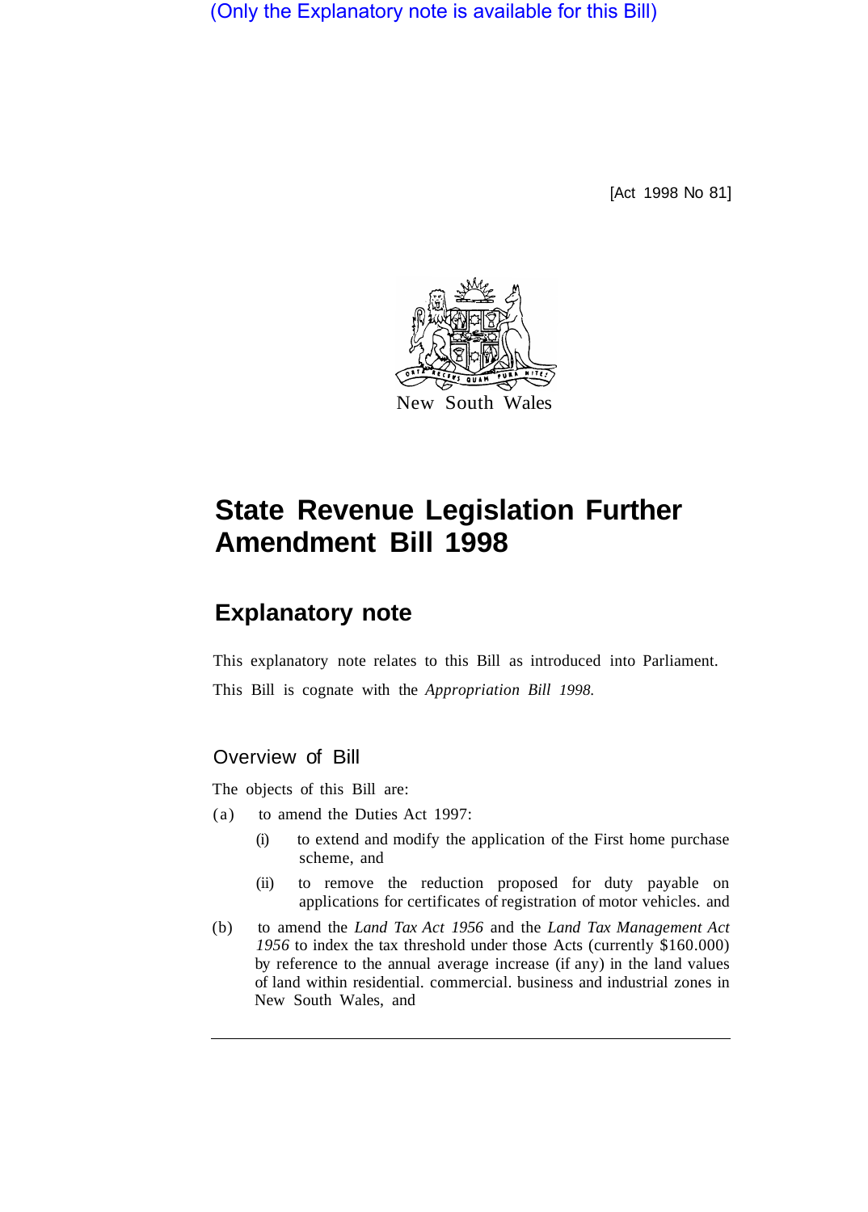(Only the Explanatory note is available for this Bill)

[Act 1998 No 81]

New South Wales

# State Revenue Legislation Further Amendment Bill 1998

## Explanatory note

This explanatory note relates to this Bill as introduced into Parliament.

This Bill is cognate with the *Appropriation Bill 1998.*

### Overview of Bill

The objects of this Bill are:

(a) to amend the Duties Act 1997:

  (i) to extend and modify the application of the First home purchase scheme, and

  (ii) to remove the reduction proposed for duty payable on applications for certificates of registration of motor vehicles. and

(b) to amend the *Land Tax Act 1956* and the *Land Tax Management Act 1956* to index the tax threshold under those Acts (currently $160.000) by reference to the annual average increase (if any) in the land values of land within residential. commercial. business and industrial zones in New South Wales, and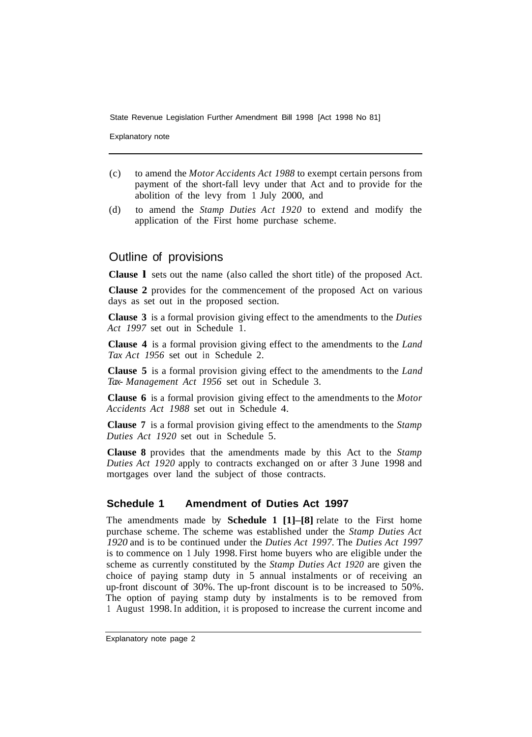(c) to amend the *Motor Accidents Act 1988* to exempt certain persons from payment of the short-fall levy under that Act and to provide for the abolition of the levy from 1 July 2000, and

(d) to amend the *Stamp Duties Act 1920* to extend and modify the application of the First home purchase scheme.

## Outline of provisions

**Clause 1** sets out the name (also called the short title) of the proposed Act.

**Clause 2** provides for the commencement of the proposed Act on various days as set out in the proposed section.

**Clause 3** is a formal provision giving effect to the amendments to the *Duties Act 1997* set out in Schedule 1.

**Clause 4** is a formal provision giving effect to the amendments to the *Land Tax Act 1956* set out in Schedule 2.

**Clause 5** is a formal provision giving effect to the amendments to the *Land Tax Management Act 1956* set out in Schedule 3.

**Clause 6** is a formal provision giving effect to the amendments to the *Motor Accidents Act 1988* set out in Schedule 4.

**Clause 7** is a formal provision giving effect to the amendments to the *Stamp Duties Act 1920* set out in Schedule 5.

**Clause 8** provides that the amendments made by this Act to the *Stamp Duties Act 1920* apply to contracts exchanged on or after 3 June 1998 and mortgages over land the subject of those contracts.

### Schedule 1 Amendment of Duties Act 1997

The amendments made by **Schedule 1 [1]–[8]** relate to the First home purchase scheme. The scheme was established under the *Stamp Duties Act 1920* and is to be continued under the *Duties Act 1997*. The *Duties Act 1997* is to commence on 1 July 1998. First home buyers who are eligible under the scheme as currently constituted by the *Stamp Duties Act 1920* are given the choice of paying stamp duty in 5 annual instalments or of receiving an up-front discount of 30%. The up-front discount is to be increased to 50%. The option of paying stamp duty by instalments is to be removed from 1 August 1998. In addition, it is proposed to increase the current income and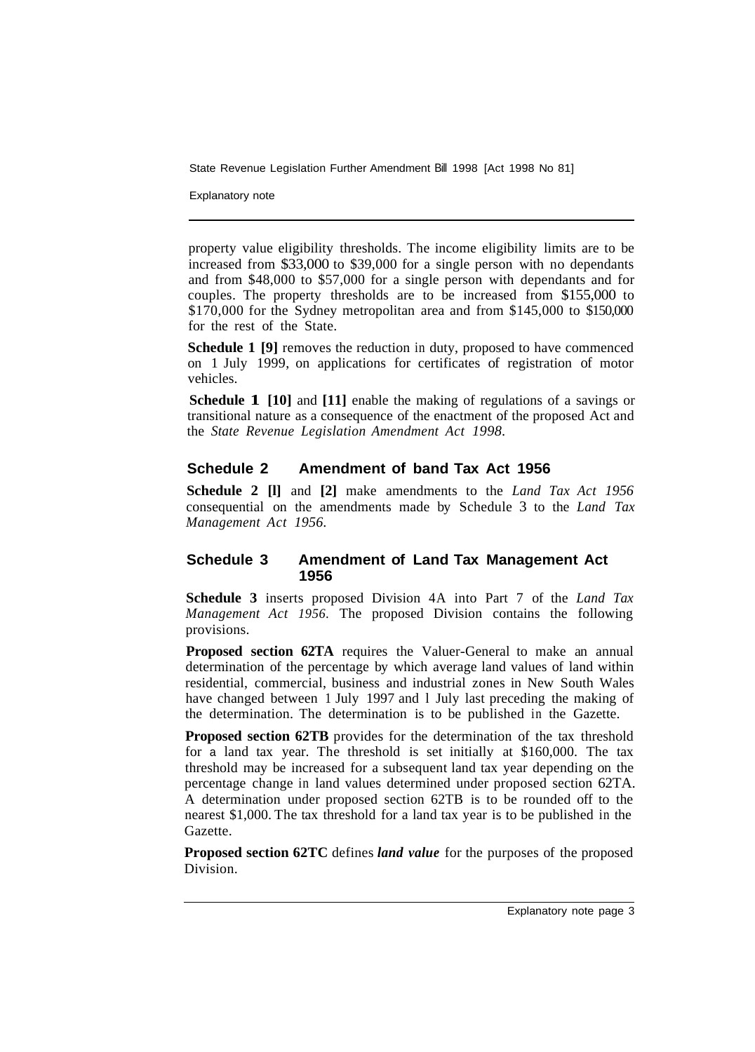property value eligibility thresholds. The income eligibility limits are to be increased from $33,000 to $39,000 for a single person with no dependants and from $48,000 to $57,000 for a single person with dependants and for couples. The property thresholds are to be increased from $155,000 to $170,000 for the Sydney metropolitan area and from $145,000 to $150,000 for the rest of the State.

**Schedule 1 [9]** removes the reduction in duty, proposed to have commenced on 1 July 1999, on applications for certificates of registration of motor vehicles.

**Schedule 1 [10]** and **[11]** enable the making of regulations of a savings or transitional nature as a consequence of the enactment of the proposed Act and the *State Revenue Legislation Amendment Act 1998*.

## Schedule 2 Amendment of band Tax Act 1956

**Schedule 2 [l]** and **[2]** make amendments to the *Land Tax Act 1956* consequential on the amendments made by Schedule 3 to the *Land Tax Management Act 1956*.

## Schedule 3 Amendment of Land Tax Management Act 1956

**Schedule 3** inserts proposed Division 4A into Part 7 of the *Land Tax Management Act 1956*. The proposed Division contains the following provisions.

**Proposed section 62TA** requires the Valuer-General to make an annual determination of the percentage by which average land values of land within residential, commercial, business and industrial zones in New South Wales have changed between 1 July 1997 and l July last preceding the making of the determination. The determination is to be published in the Gazette.

**Proposed section 62TB** provides for the determination of the tax threshold for a land tax year. The threshold is set initially at $160,000. The tax threshold may be increased for a subsequent land tax year depending on the percentage change in land values determined under proposed section 62TA. A determination under proposed section 62TB is to be rounded off to the nearest $1,000. The tax threshold for a land tax year is to be published in the Gazette.

**Proposed section 62TC** defines ***land value*** for the purposes of the proposed Division.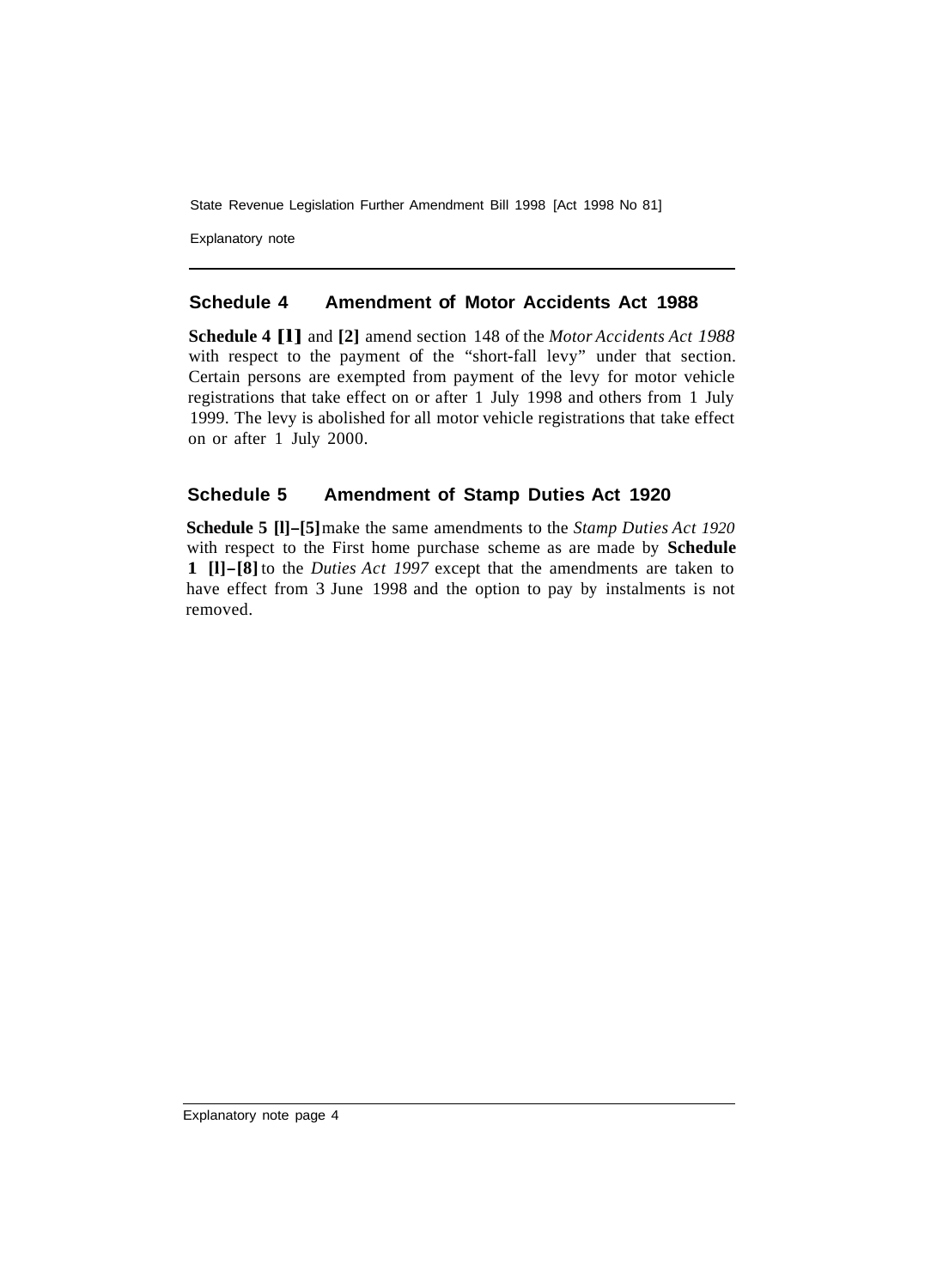## Schedule 4 Amendment of Motor Accidents Act 1988

**Schedule 4 [1]** and **[2]** amend section 148 of the *Motor Accidents Act 1988* with respect to the payment of the "short-fall levy" under that section. Certain persons are exempted from payment of the levy for motor vehicle registrations that take effect on or after 1 July 1998 and others from 1 July 1999. The levy is abolished for all motor vehicle registrations that take effect on or after 1 July 2000.

## Schedule 5 Amendment of Stamp Duties Act 1920

**Schedule 5 [l]–[5]** make the same amendments to the *Stamp Duties Act 1920* with respect to the First home purchase scheme as are made by **Schedule 1 [l]–[8]** to the *Duties Act 1997* except that the amendments are taken to have effect from 3 June 1998 and the option to pay by instalments is not removed.